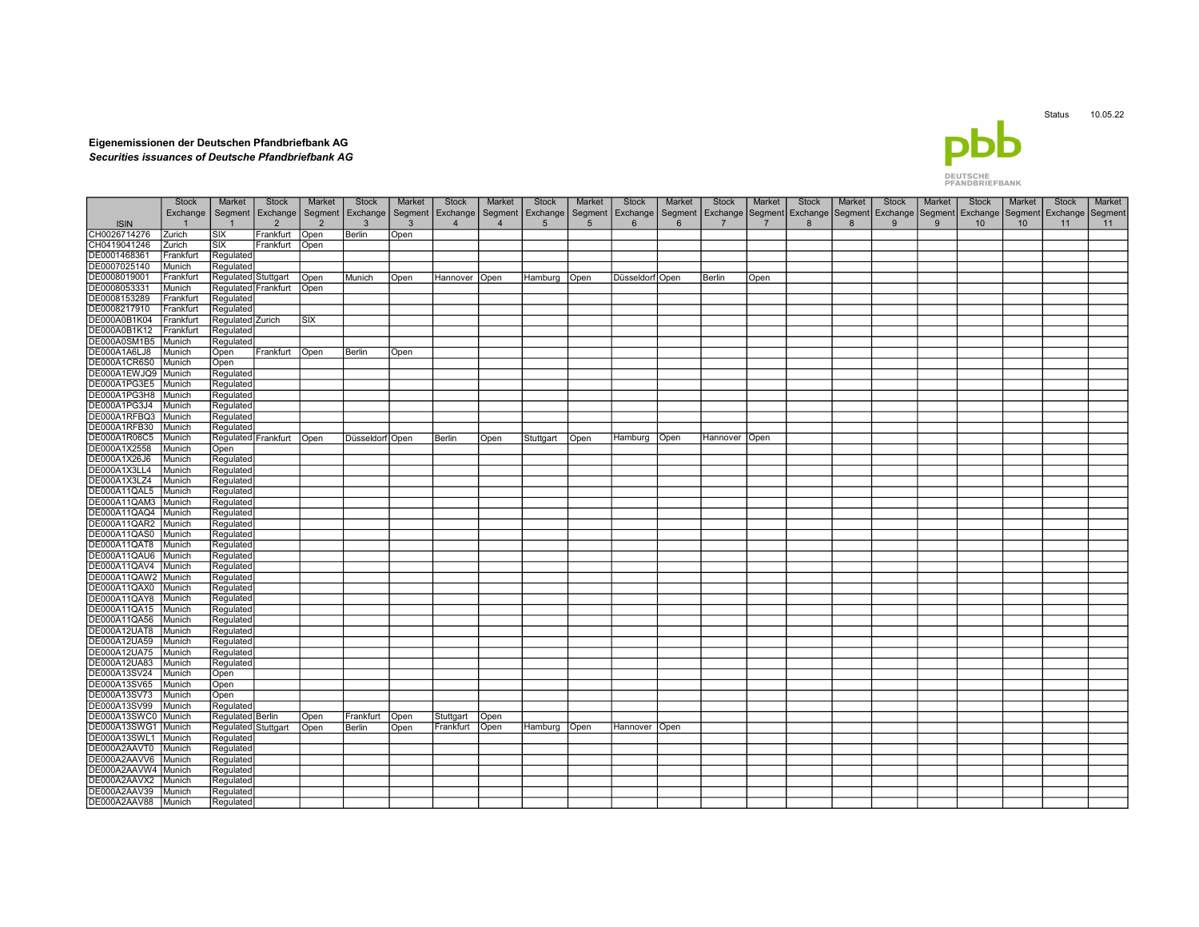Status 10.05.22

**Eigenemissionen der Deutschen Pfandbriefbank AG**

***Securities issuances of Deutsche Pfandbriefbank AG***

| ISIN | Stock Exchange 1 | Market Segment 1 | Stock Exchange 2 | Market Segment 2 | Stock Exchange 3 | Market Segment 3 | Stock Exchange 4 | Market Segment 4 | Stock Exchange 5 | Market Segment 5 | Stock Exchange 6 | Market Segment 6 | Stock Exchange 7 | Market Segment 7 | Stock Exchange 8 | Market Segment 8 | Stock Exchange 9 | Market Segment 9 | Stock Exchange 10 | Market Segment 10 | Stock Exchange 11 | Market Segment 11 |
|---|---|---|---|---|---|---|---|---|---|---|---|---|---|---|---|---|---|---|---|---|---|---|
| CH0026714276 | Zurich | SIX | Frankfurt | Open | Berlin | Open | | | | | | | | | | | | | | | | |
| CH0419041246 | Zurich | SIX | Frankfurt | Open | | | | | | | | | | | | | | | | | | |
| DE0001468361 | Frankfurt | Regulated | | | | | | | | | | | | | | | | | | | | |
| DE0007025140 | Munich | Regulated | | | | | | | | | | | | | | | | | | | | |
| DE0008019001 | Frankfurt | Regulated | Stuttgart | Open | Munich | Open | Hannover | Open | Hamburg | Open | Düsseldorf | Open | Berlin | Open | | | | | | | | |
| DE0008053331 | Munich | Regulated | Frankfurt | Open | | | | | | | | | | | | | | | | | | |
| DE0008153289 | Frankfurt | Regulated | | | | | | | | | | | | | | | | | | | | |
| DE0008217910 | Frankfurt | Regulated | | | | | | | | | | | | | | | | | | | | |
| DE000A0B1K04 | Frankfurt | Regulated | Zurich | SIX | | | | | | | | | | | | | | | | | | |
| DE000A0B1K12 | Frankfurt | Regulated | | | | | | | | | | | | | | | | | | | | |
| DE000A0SM1B5 | Munich | Regulated | | | | | | | | | | | | | | | | | | | | |
| DE000A1A6LJ8 | Munich | Open | Frankfurt | Open | Berlin | Open | | | | | | | | | | | | | | | | |
| DE000A1CR6S0 | Munich | Open | | | | | | | | | | | | | | | | | | | | |
| DE000A1EWJQ9 | Munich | Regulated | | | | | | | | | | | | | | | | | | | | |
| DE000A1PG3E5 | Munich | Regulated | | | | | | | | | | | | | | | | | | | | |
| DE000A1PG3H8 | Munich | Regulated | | | | | | | | | | | | | | | | | | | | |
| DE000A1PG3J4 | Munich | Regulated | | | | | | | | | | | | | | | | | | | | |
| DE000A1RFBQ3 | Munich | Regulated | | | | | | | | | | | | | | | | | | | | |
| DE000A1RFB30 | Munich | Regulated | | | | | | | | | | | | | | | | | | | | |
| DE000A1R06C5 | Munich | Regulated | Frankfurt | Open | Düsseldorf | Open | Berlin | Open | Stuttgart | Open | Hamburg | Open | Hannover | Open | | | | | | | | |
| DE000A1X2558 | Munich | Open | | | | | | | | | | | | | | | | | | | | |
| DE000A1X26J6 | Munich | Regulated | | | | | | | | | | | | | | | | | | | | |
| DE000A1X3LL4 | Munich | Regulated | | | | | | | | | | | | | | | | | | | | |
| DE000A1X3LZ4 | Munich | Regulated | | | | | | | | | | | | | | | | | | | | |
| DE000A11QAL5 | Munich | Regulated | | | | | | | | | | | | | | | | | | | | |
| DE000A11QAM3 | Munich | Regulated | | | | | | | | | | | | | | | | | | | | |
| DE000A11QAQ4 | Munich | Regulated | | | | | | | | | | | | | | | | | | | | |
| DE000A11QAR2 | Munich | Regulated | | | | | | | | | | | | | | | | | | | | |
| DE000A11QAS0 | Munich | Regulated | | | | | | | | | | | | | | | | | | | | |
| DE000A11QAT8 | Munich | Regulated | | | | | | | | | | | | | | | | | | | | |
| DE000A11QAU6 | Munich | Regulated | | | | | | | | | | | | | | | | | | | | |
| DE000A11QAV4 | Munich | Regulated | | | | | | | | | | | | | | | | | | | | |
| DE000A11QAW2 | Munich | Regulated | | | | | | | | | | | | | | | | | | | | |
| DE000A11QAX0 | Munich | Regulated | | | | | | | | | | | | | | | | | | | | |
| DE000A11QAY8 | Munich | Regulated | | | | | | | | | | | | | | | | | | | | |
| DE000A11QA15 | Munich | Regulated | | | | | | | | | | | | | | | | | | | | |
| DE000A11QA56 | Munich | Regulated | | | | | | | | | | | | | | | | | | | | |
| DE000A12UAT8 | Munich | Regulated | | | | | | | | | | | | | | | | | | | | |
| DE000A12UA59 | Munich | Regulated | | | | | | | | | | | | | | | | | | | | |
| DE000A12UA75 | Munich | Regulated | | | | | | | | | | | | | | | | | | | | |
| DE000A12UA83 | Munich | Regulated | | | | | | | | | | | | | | | | | | | | |
| DE000A13SV24 | Munich | Open | | | | | | | | | | | | | | | | | | | | |
| DE000A13SV65 | Munich | Open | | | | | | | | | | | | | | | | | | | | |
| DE000A13SV73 | Munich | Open | | | | | | | | | | | | | | | | | | | | |
| DE000A13SV99 | Munich | Regulated | | | | | | | | | | | | | | | | | | | | |
| DE000A13SWC0 | Munich | Regulated | Berlin | Open | Frankfurt | Open | Stuttgart | Open | | | | | | | | | | | | | | |
| DE000A13SWG1 | Munich | Regulated | Stuttgart | Open | Berlin | Open | Frankfurt | Open | Hamburg | Open | Hannover | Open | | | | | | | | | | |
| DE000A13SWL1 | Munich | Regulated | | | | | | | | | | | | | | | | | | | | |
| DE000A2AAVT0 | Munich | Regulated | | | | | | | | | | | | | | | | | | | | |
| DE000A2AAVV6 | Munich | Regulated | | | | | | | | | | | | | | | | | | | | |
| DE000A2AAVW4 | Munich | Regulated | | | | | | | | | | | | | | | | | | | | |
| DE000A2AAVX2 | Munich | Regulated | | | | | | | | | | | | | | | | | | | | |
| DE000A2AAV39 | Munich | Regulated | | | | | | | | | | | | | | | | | | | | |
| DE000A2AAV88 | Munich | Regulated | | | | | | | | | | | | | | | | | | | | |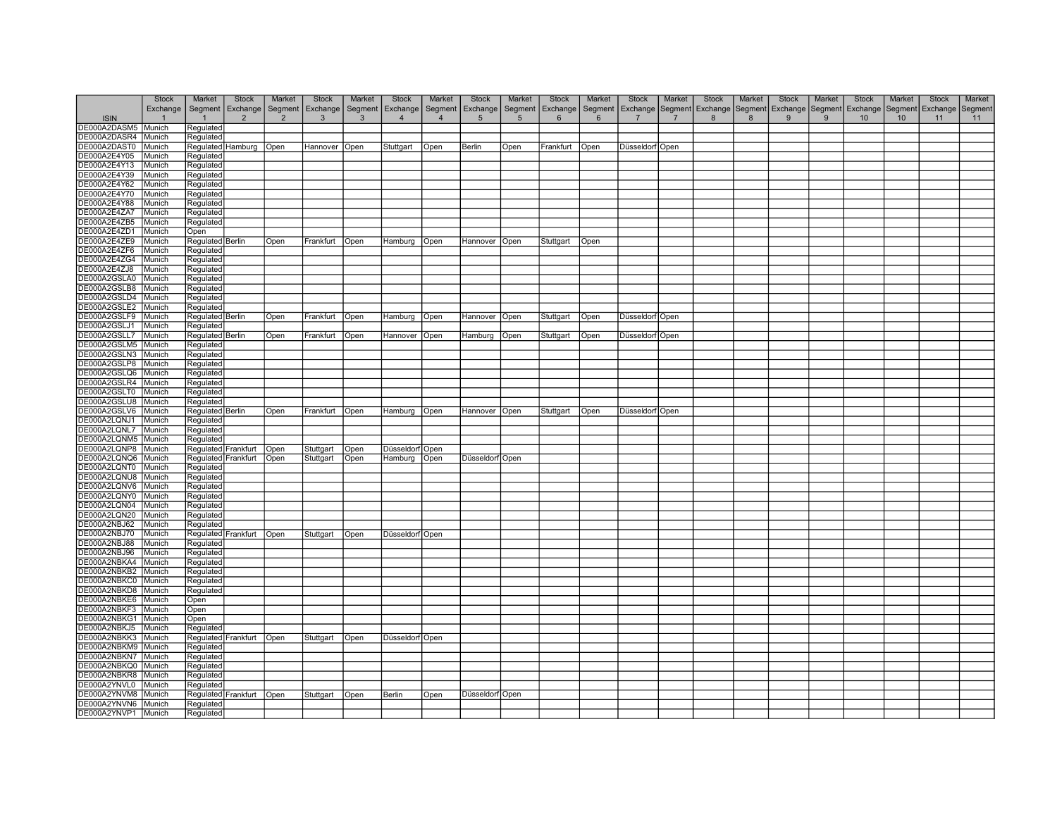| ISIN | Stock Exchange 1 | Market Segment 1 | Stock Exchange 2 | Market Segment 2 | Stock Exchange 3 | Market Segment 3 | Stock Exchange 4 | Market Segment 4 | Stock Exchange 5 | Market Segment 5 | Stock Exchange 6 | Market Segment 6 | Stock Exchange 7 | Market Segment 7 | Stock Exchange 8 | Market Segment 8 | Stock Exchange 9 | Market Segment 9 | Stock Exchange 10 | Market Segment 10 | Stock Exchange 11 | Market Segment 11 |
|---|---|---|---|---|---|---|---|---|---|---|---|---|---|---|---|---|---|---|---|---|---|---|
| DE000A2DASM5 | Munich | Regulated | | | | | | | | | | | | | | | | | | | | |
| DE000A2DASR4 | Munich | Regulated | | | | | | | | | | | | | | | | | | | | |
| DE000A2DAST0 | Munich | Regulated | Hamburg | Open | Hannover | Open | Stuttgart | Open | Berlin | Open | Frankfurt | Open | Düsseldorf | Open | | | | | | | | |
| DE000A2E4Y05 | Munich | Regulated | | | | | | | | | | | | | | | | | | | | |
| DE000A2E4Y13 | Munich | Regulated | | | | | | | | | | | | | | | | | | | | |
| DE000A2E4Y39 | Munich | Regulated | | | | | | | | | | | | | | | | | | | | |
| DE000A2E4Y62 | Munich | Regulated | | | | | | | | | | | | | | | | | | | | |
| DE000A2E4Y70 | Munich | Regulated | | | | | | | | | | | | | | | | | | | | |
| DE000A2E4Y88 | Munich | Regulated | | | | | | | | | | | | | | | | | | | | |
| DE000A2E4ZA7 | Munich | Regulated | | | | | | | | | | | | | | | | | | | | |
| DE000A2E4ZB5 | Munich | Regulated | | | | | | | | | | | | | | | | | | | | |
| DE000A2E4ZD1 | Munich | Open | | | | | | | | | | | | | | | | | | | | |
| DE000A2E4ZE9 | Munich | Regulated | Berlin | Open | Frankfurt | Open | Hamburg | Open | Hannover | Open | Stuttgart | Open | | | | | | | | | | |
| DE000A2E4ZF6 | Munich | Regulated | | | | | | | | | | | | | | | | | | | | |
| DE000A2E4ZG4 | Munich | Regulated | | | | | | | | | | | | | | | | | | | | |
| DE000A2E4ZJ8 | Munich | Regulated | | | | | | | | | | | | | | | | | | | | |
| DE000A2GSLA0 | Munich | Regulated | | | | | | | | | | | | | | | | | | | | |
| DE000A2GSLB8 | Munich | Regulated | | | | | | | | | | | | | | | | | | | | |
| DE000A2GSLD4 | Munich | Regulated | | | | | | | | | | | | | | | | | | | | |
| DE000A2GSLE2 | Munich | Regulated | | | | | | | | | | | | | | | | | | | | |
| DE000A2GSLF9 | Munich | Regulated | Berlin | Open | Frankfurt | Open | Hamburg | Open | Hannover | Open | Stuttgart | Open | Düsseldorf | Open | | | | | | | | |
| DE000A2GSLJ1 | Munich | Regulated | | | | | | | | | | | | | | | | | | | | |
| DE000A2GSLL7 | Munich | Regulated | Berlin | Open | Frankfurt | Open | Hannover | Open | Hamburg | Open | Stuttgart | Open | Düsseldorf | Open | | | | | | | | |
| DE000A2GSLM5 | Munich | Regulated | | | | | | | | | | | | | | | | | | | | |
| DE000A2GSLN3 | Munich | Regulated | | | | | | | | | | | | | | | | | | | | |
| DE000A2GSLP8 | Munich | Regulated | | | | | | | | | | | | | | | | | | | | |
| DE000A2GSLQ6 | Munich | Regulated | | | | | | | | | | | | | | | | | | | | |
| DE000A2GSLR4 | Munich | Regulated | | | | | | | | | | | | | | | | | | | | |
| DE000A2GSLT0 | Munich | Regulated | | | | | | | | | | | | | | | | | | | | |
| DE000A2GSLU8 | Munich | Regulated | | | | | | | | | | | | | | | | | | | | |
| DE000A2GSLV6 | Munich | Regulated | Berlin | Open | Frankfurt | Open | Hamburg | Open | Hannover | Open | Stuttgart | Open | Düsseldorf | Open | | | | | | | | |
| DE000A2LQNJ1 | Munich | Regulated | | | | | | | | | | | | | | | | | | | | |
| DE000A2LQNL7 | Munich | Regulated | | | | | | | | | | | | | | | | | | | | |
| DE000A2LQNM5 | Munich | Regulated | | | | | | | | | | | | | | | | | | | | |
| DE000A2LQNP8 | Munich | Regulated | Frankfurt | Open | Stuttgart | Open | Düsseldorf | Open | | | | | | | | | | | | | | |
| DE000A2LQNQ6 | Munich | Regulated | Frankfurt | Open | Stuttgart | Open | Hamburg | Open | Düsseldorf | Open | | | | | | | | | | | | |
| DE000A2LQNT0 | Munich | Regulated | | | | | | | | | | | | | | | | | | | | |
| DE000A2LQNU8 | Munich | Regulated | | | | | | | | | | | | | | | | | | | | |
| DE000A2LQNV6 | Munich | Regulated | | | | | | | | | | | | | | | | | | | | |
| DE000A2LQNY0 | Munich | Regulated | | | | | | | | | | | | | | | | | | | | |
| DE000A2LQN04 | Munich | Regulated | | | | | | | | | | | | | | | | | | | | |
| DE000A2LQN20 | Munich | Regulated | | | | | | | | | | | | | | | | | | | | |
| DE000A2NBJ62 | Munich | Regulated | | | | | | | | | | | | | | | | | | | | |
| DE000A2NBJ70 | Munich | Regulated | Frankfurt | Open | Stuttgart | Open | Düsseldorf | Open | | | | | | | | | | | | | | |
| DE000A2NBJ88 | Munich | Regulated | | | | | | | | | | | | | | | | | | | | |
| DE000A2NBJ96 | Munich | Regulated | | | | | | | | | | | | | | | | | | | | |
| DE000A2NBKA4 | Munich | Regulated | | | | | | | | | | | | | | | | | | | | |
| DE000A2NBKB2 | Munich | Regulated | | | | | | | | | | | | | | | | | | | | |
| DE000A2NBKC0 | Munich | Regulated | | | | | | | | | | | | | | | | | | | | |
| DE000A2NBKD8 | Munich | Regulated | | | | | | | | | | | | | | | | | | | | |
| DE000A2NBKE6 | Munich | Open | | | | | | | | | | | | | | | | | | | | |
| DE000A2NBKF3 | Munich | Open | | | | | | | | | | | | | | | | | | | | |
| DE000A2NBKG1 | Munich | Open | | | | | | | | | | | | | | | | | | | | |
| DE000A2NBKJ5 | Munich | Regulated | | | | | | | | | | | | | | | | | | | | |
| DE000A2NBKK3 | Munich | Regulated | Frankfurt | Open | Stuttgart | Open | Düsseldorf | Open | | | | | | | | | | | | | | |
| DE000A2NBKM9 | Munich | Regulated | | | | | | | | | | | | | | | | | | | | |
| DE000A2NBKN7 | Munich | Regulated | | | | | | | | | | | | | | | | | | | | |
| DE000A2NBKQ0 | Munich | Regulated | | | | | | | | | | | | | | | | | | | | |
| DE000A2NBKR8 | Munich | Regulated | | | | | | | | | | | | | | | | | | | | |
| DE000A2YNVL0 | Munich | Regulated | | | | | | | | | | | | | | | | | | | | |
| DE000A2YNVM8 | Munich | Regulated | Frankfurt | Open | Stuttgart | Open | Berlin | Open | Düsseldorf | Open | | | | | | | | | | | | |
| DE000A2YNVN6 | Munich | Regulated | | | | | | | | | | | | | | | | | | | | |
| DE000A2YNVP1 | Munich | Regulated | | | | | | | | | | | | | | | | | | | | |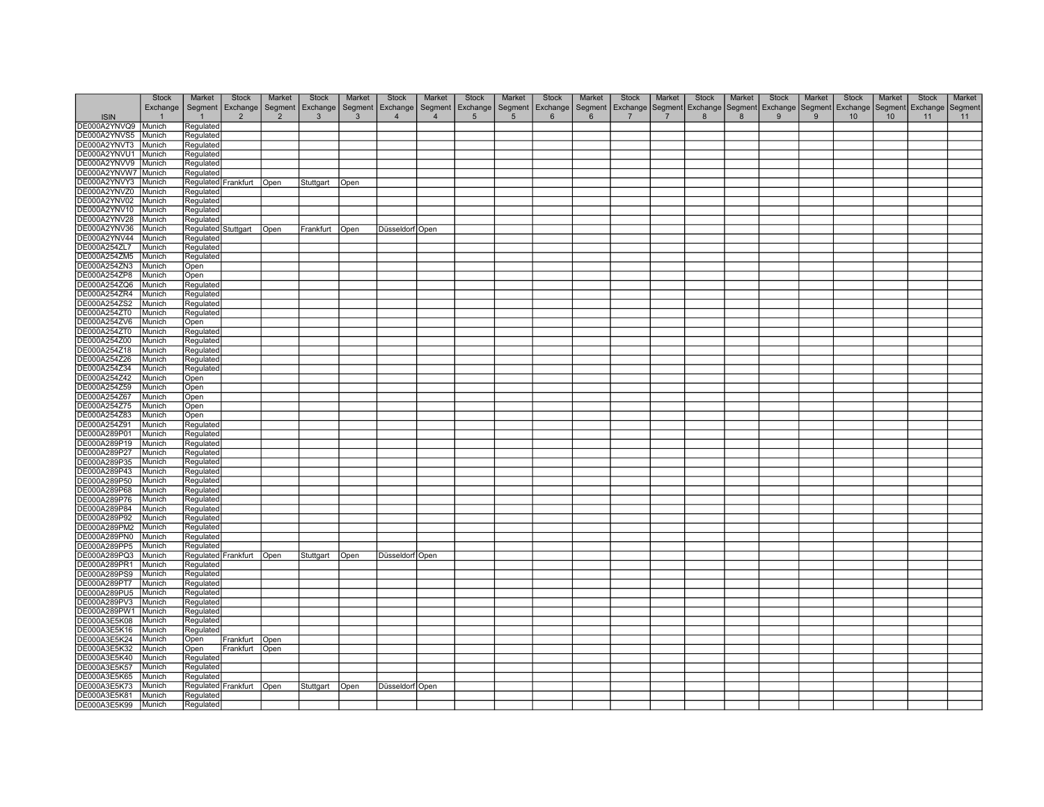| ISIN | Stock Exchange 1 | Market Segment 1 | Stock Exchange 2 | Market Segment 2 | Stock Exchange 3 | Market Segment 3 | Stock Exchange 4 | Market Segment 4 | Stock Exchange 5 | Market Segment 5 | Stock Exchange 6 | Market Segment 6 | Stock Exchange 7 | Market Segment 7 | Stock Exchange 8 | Market Segment 8 | Stock Exchange 9 | Market Segment 9 | Stock Exchange 10 | Market Segment 10 | Stock Exchange 11 | Market Segment 11 |
|---|---|---|---|---|---|---|---|---|---|---|---|---|---|---|---|---|---|---|---|---|---|---|
| DE000A2YNVQ9 | Munich | Regulated | | | | | | | | | | | | | | | | | | | | |
| DE000A2YNVS5 | Munich | Regulated | | | | | | | | | | | | | | | | | | | | |
| DE000A2YNVT3 | Munich | Regulated | | | | | | | | | | | | | | | | | | | | |
| DE000A2YNVU1 | Munich | Regulated | | | | | | | | | | | | | | | | | | | | |
| DE000A2YNVV9 | Munich | Regulated | | | | | | | | | | | | | | | | | | | | |
| DE000A2YNVW7 | Munich | Regulated | | | | | | | | | | | | | | | | | | | | |
| DE000A2YNVY3 | Munich | Regulated | Frankfurt | Open | Stuttgart | Open | | | | | | | | | | | | | | | | |
| DE000A2YNVZ0 | Munich | Regulated | | | | | | | | | | | | | | | | | | | | |
| DE000A2YNV02 | Munich | Regulated | | | | | | | | | | | | | | | | | | | | |
| DE000A2YNV10 | Munich | Regulated | | | | | | | | | | | | | | | | | | | | |
| DE000A2YNV28 | Munich | Regulated | | | | | | | | | | | | | | | | | | | | |
| DE000A2YNV36 | Munich | Regulated | Stuttgart | Open | Frankfurt | Open | Düsseldorf | Open | | | | | | | | | | | | | | |
| DE000A2YNV44 | Munich | Regulated | | | | | | | | | | | | | | | | | | | | |
| DE000A254ZL7 | Munich | Regulated | | | | | | | | | | | | | | | | | | | | |
| DE000A254ZM5 | Munich | Regulated | | | | | | | | | | | | | | | | | | | | |
| DE000A254ZN3 | Munich | Open | | | | | | | | | | | | | | | | | | | | |
| DE000A254ZP8 | Munich | Open | | | | | | | | | | | | | | | | | | | | |
| DE000A254ZQ6 | Munich | Regulated | | | | | | | | | | | | | | | | | | | | |
| DE000A254ZR4 | Munich | Regulated | | | | | | | | | | | | | | | | | | | | |
| DE000A254ZS2 | Munich | Regulated | | | | | | | | | | | | | | | | | | | | |
| DE000A254ZT0 | Munich | Regulated | | | | | | | | | | | | | | | | | | | | |
| DE000A254ZV6 | Munich | Open | | | | | | | | | | | | | | | | | | | | |
| DE000A254ZT0 | Munich | Regulated | | | | | | | | | | | | | | | | | | | | |
| DE000A254Z00 | Munich | Regulated | | | | | | | | | | | | | | | | | | | | |
| DE000A254Z18 | Munich | Regulated | | | | | | | | | | | | | | | | | | | | |
| DE000A254Z26 | Munich | Regulated | | | | | | | | | | | | | | | | | | | | |
| DE000A254Z34 | Munich | Regulated | | | | | | | | | | | | | | | | | | | | |
| DE000A254Z42 | Munich | Open | | | | | | | | | | | | | | | | | | | | |
| DE000A254Z59 | Munich | Open | | | | | | | | | | | | | | | | | | | | |
| DE000A254Z67 | Munich | Open | | | | | | | | | | | | | | | | | | | | |
| DE000A254Z75 | Munich | Open | | | | | | | | | | | | | | | | | | | | |
| DE000A254Z83 | Munich | Open | | | | | | | | | | | | | | | | | | | | |
| DE000A254Z91 | Munich | Regulated | | | | | | | | | | | | | | | | | | | | |
| DE000A289P01 | Munich | Regulated | | | | | | | | | | | | | | | | | | | | |
| DE000A289P19 | Munich | Regulated | | | | | | | | | | | | | | | | | | | | |
| DE000A289P27 | Munich | Regulated | | | | | | | | | | | | | | | | | | | | |
| DE000A289P35 | Munich | Regulated | | | | | | | | | | | | | | | | | | | | |
| DE000A289P43 | Munich | Regulated | | | | | | | | | | | | | | | | | | | | |
| DE000A289P50 | Munich | Regulated | | | | | | | | | | | | | | | | | | | | |
| DE000A289P68 | Munich | Regulated | | | | | | | | | | | | | | | | | | | | |
| DE000A289P76 | Munich | Regulated | | | | | | | | | | | | | | | | | | | | |
| DE000A289P84 | Munich | Regulated | | | | | | | | | | | | | | | | | | | | |
| DE000A289P92 | Munich | Regulated | | | | | | | | | | | | | | | | | | | | |
| DE000A289PM2 | Munich | Regulated | | | | | | | | | | | | | | | | | | | | |
| DE000A289PN0 | Munich | Regulated | | | | | | | | | | | | | | | | | | | | |
| DE000A289PP5 | Munich | Regulated | | | | | | | | | | | | | | | | | | | | |
| DE000A289PQ3 | Munich | Regulated | Frankfurt | Open | Stuttgart | Open | Düsseldorf | Open | | | | | | | | | | | | | | |
| DE000A289PR1 | Munich | Regulated | | | | | | | | | | | | | | | | | | | | |
| DE000A289PS9 | Munich | Regulated | | | | | | | | | | | | | | | | | | | | |
| DE000A289PT7 | Munich | Regulated | | | | | | | | | | | | | | | | | | | | |
| DE000A289PU5 | Munich | Regulated | | | | | | | | | | | | | | | | | | | | |
| DE000A289PV3 | Munich | Regulated | | | | | | | | | | | | | | | | | | | | |
| DE000A289PW1 | Munich | Regulated | | | | | | | | | | | | | | | | | | | | |
| DE000A3E5K08 | Munich | Regulated | | | | | | | | | | | | | | | | | | | | |
| DE000A3E5K16 | Munich | Regulated | | | | | | | | | | | | | | | | | | | | |
| DE000A3E5K24 | Munich | Open | Frankfurt | Open | | | | | | | | | | | | | | | | | | |
| DE000A3E5K32 | Munich | Open | Frankfurt | Open | | | | | | | | | | | | | | | | | | |
| DE000A3E5K40 | Munich | Regulated | | | | | | | | | | | | | | | | | | | | |
| DE000A3E5K57 | Munich | Regulated | | | | | | | | | | | | | | | | | | | | |
| DE000A3E5K65 | Munich | Regulated | | | | | | | | | | | | | | | | | | | | |
| DE000A3E5K73 | Munich | Regulated | Frankfurt | Open | Stuttgart | Open | Düsseldorf | Open | | | | | | | | | | | | | | |
| DE000A3E5K81 | Munich | Regulated | | | | | | | | | | | | | | | | | | | | |
| DE000A3E5K99 | Munich | Regulated | | | | | | | | | | | | | | | | | | | | |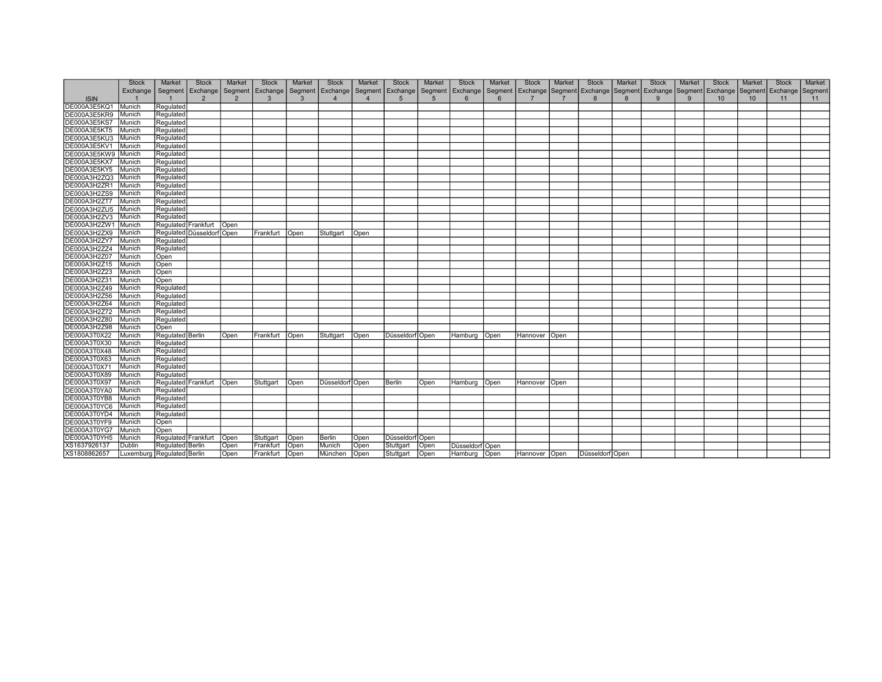| ISIN | Stock Exchange 1 | Market Segment 1 | Stock Exchange 2 | Market Segment 2 | Stock Exchange 3 | Market Segment 3 | Stock Exchange 4 | Market Segment 4 | Stock Exchange 5 | Market Segment 5 | Stock Exchange 6 | Market Segment 6 | Stock Exchange 7 | Market Segment 7 | Stock Exchange 8 | Market Segment 8 | Stock Exchange 9 | Market Segment 9 | Stock Exchange 10 | Market Segment 10 | Stock Exchange 11 | Market Segment 11 |
|---|---|---|---|---|---|---|---|---|---|---|---|---|---|---|---|---|---|---|---|---|---|---|
| DE000A3E5KQ1 | Munich | Regulated | | | | | | | | | | | | | | | | | | | | |
| DE000A3E5KR9 | Munich | Regulated | | | | | | | | | | | | | | | | | | | | |
| DE000A3E5KS7 | Munich | Regulated | | | | | | | | | | | | | | | | | | | | |
| DE000A3E5KT5 | Munich | Regulated | | | | | | | | | | | | | | | | | | | | |
| DE000A3E5KU3 | Munich | Regulated | | | | | | | | | | | | | | | | | | | | |
| DE000A3E5KV1 | Munich | Regulated | | | | | | | | | | | | | | | | | | | | |
| DE000A3E5KW9 | Munich | Regulated | | | | | | | | | | | | | | | | | | | | |
| DE000A3E5KX7 | Munich | Regulated | | | | | | | | | | | | | | | | | | | | |
| DE000A3E5KY5 | Munich | Regulated | | | | | | | | | | | | | | | | | | | | |
| DE000A3H2ZQ3 | Munich | Regulated | | | | | | | | | | | | | | | | | | | | |
| DE000A3H2ZR1 | Munich | Regulated | | | | | | | | | | | | | | | | | | | | |
| DE000A3H2ZS9 | Munich | Regulated | | | | | | | | | | | | | | | | | | | | |
| DE000A3H2ZT7 | Munich | Regulated | | | | | | | | | | | | | | | | | | | | |
| DE000A3H2ZU5 | Munich | Regulated | | | | | | | | | | | | | | | | | | | | |
| DE000A3H2ZV3 | Munich | Regulated | | | | | | | | | | | | | | | | | | | | |
| DE000A3H2ZW1 | Munich | Regulated | Frankfurt | Open | | | | | | | | | | | | | | | | | | |
| DE000A3H2ZX9 | Munich | Regulated | Düsseldorf | Open | Frankfurt | Open | Stuttgart | Open | | | | | | | | | | | | | | |
| DE000A3H2ZY7 | Munich | Regulated | | | | | | | | | | | | | | | | | | | | |
| DE000A3H2ZZ4 | Munich | Regulated | | | | | | | | | | | | | | | | | | | | |
| DE000A3H2Z07 | Munich | Open | | | | | | | | | | | | | | | | | | | | |
| DE000A3H2Z15 | Munich | Open | | | | | | | | | | | | | | | | | | | | |
| DE000A3H2Z23 | Munich | Open | | | | | | | | | | | | | | | | | | | | |
| DE000A3H2Z31 | Munich | Open | | | | | | | | | | | | | | | | | | | | |
| DE000A3H2Z49 | Munich | Regulated | | | | | | | | | | | | | | | | | | | | |
| DE000A3H2Z56 | Munich | Regulated | | | | | | | | | | | | | | | | | | | | |
| DE000A3H2Z64 | Munich | Regulated | | | | | | | | | | | | | | | | | | | | |
| DE000A3H2Z72 | Munich | Regulated | | | | | | | | | | | | | | | | | | | | |
| DE000A3H2Z80 | Munich | Regulated | | | | | | | | | | | | | | | | | | | | |
| DE000A3H2Z98 | Munich | Open | | | | | | | | | | | | | | | | | | | | |
| DE000A3T0X22 | Munich | Regulated | Berlin | Open | Frankfurt | Open | Stuttgart | Open | Düsseldorf | Open | Hamburg | Open | Hannover | Open | | | | | | | | |
| DE000A3T0X30 | Munich | Regulated | | | | | | | | | | | | | | | | | | | | |
| DE000A3T0X48 | Munich | Regulated | | | | | | | | | | | | | | | | | | | | |
| DE000A3T0X63 | Munich | Regulated | | | | | | | | | | | | | | | | | | | | |
| DE000A3T0X71 | Munich | Regulated | | | | | | | | | | | | | | | | | | | | |
| DE000A3T0X89 | Munich | Regulated | | | | | | | | | | | | | | | | | | | | |
| DE000A3T0X97 | Munich | Regulated | Frankfurt | Open | Stuttgart | Open | Düsseldorf | Open | Berlin | Open | Hamburg | Open | Hannover | Open | | | | | | | | |
| DE000A3T0YA0 | Munich | Regulated | | | | | | | | | | | | | | | | | | | | |
| DE000A3T0YB8 | Munich | Regulated | | | | | | | | | | | | | | | | | | | | |
| DE000A3T0YC6 | Munich | Regulated | | | | | | | | | | | | | | | | | | | | |
| DE000A3T0YD4 | Munich | Regulated | | | | | | | | | | | | | | | | | | | | |
| DE000A3T0YF9 | Munich | Open | | | | | | | | | | | | | | | | | | | | |
| DE000A3T0YG7 | Munich | Open | | | | | | | | | | | | | | | | | | | | |
| DE000A3T0YH5 | Munich | Regulated | Frankfurt | Open | Stuttgart | Open | Berlin | Open | Düsseldorf | Open | | | | | | | | | | | | |
| XS1637926137 | Dublin | Regulated | Berlin | Open | Frankfurt | Open | Munich | Open | Stuttgart | Open | Düsseldorf | Open | | | | | | | | | | |
| XS1808862657 | Luxemburg | Regulated | Berlin | Open | Frankfurt | Open | München | Open | Stuttgart | Open | Hamburg | Open | Hannover | Open | Düsseldorf | Open | | | | | | |